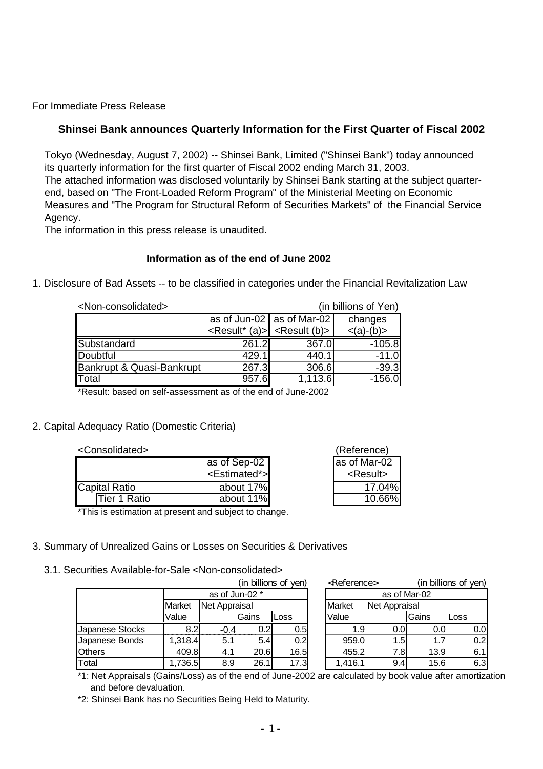For Immediate Press Release

## Shinsei Bank announces Quarterly Information for the First Quarter of Fiscal 2002

Tokyo (Wednesday, August 7, 2002) -- Shinsei Bank, Limited ("Shinsei Bank") today announced its quarterly information for the first quarter of Fiscal 2002 ending March 31, 2003.
The attached information was disclosed voluntarily by Shinsei Bank starting at the subject quarter-end, based on "The Front-Loaded Reform Program" of the Ministerial Meeting on Economic Measures and "The Program for Structural Reform of Securities Markets" of the Financial Service Agency.
The information in this press release is unaudited.

### Information as of the end of June 2002

1. Disclosure of Bad Assets -- to be classified in categories under the Financial Revitalization Law

<Non-consolidated> (in billions of Yen)

| | as of Jun-02 <Result* (a)> | as of Mar-02 <Result (b)> | changes <(a)-(b)> |
|---|---|---|---|
| Substandard | 261.2 | 367.0 | -105.8 |
| Doubtful | 429.1 | 440.1 | -11.0 |
| Bankrupt & Quasi-Bankrupt | 267.3 | 306.6 | -39.3 |
| Total | 957.6 | 1,113.6 | -156.0 |

*Result: based on self-assessment as of the end of June-2002

2. Capital Adequacy Ratio (Domestic Criteria)

<Consolidated>

| | as of Sep-02 <Estimated*> | (Reference) as of Mar-02 <Result> |
|---|---|---|
| Capital Ratio | about 17% | 17.04% |
| Tier 1 Ratio | about 11% | 10.66% |

*This is estimation at present and subject to change.

3. Summary of Unrealized Gains or Losses on Securities & Derivatives

3.1. Securities Available-for-Sale <Non-consolidated>

(in billions of yen) — <Reference> (in billions of yen)

| | as of Jun-02 * | | | | <Reference> as of Mar-02 | | | |
|---|---|---|---|---|---|---|---|---|
| | Market Value | Net Appraisal | Gains | Loss | Market Value | Net Appraisal | Gains | Loss |
| Japanese Stocks | 8.2 | -0.4 | 0.2 | 0.5 | 1.9 | 0.0 | 0.0 | 0.0 |
| Japanese Bonds | 1,318.4 | 5.1 | 5.4 | 0.2 | 959.0 | 1.5 | 1.7 | 0.2 |
| Others | 409.8 | 4.1 | 20.6 | 16.5 | 455.2 | 7.8 | 13.9 | 6.1 |
| Total | 1,736.5 | 8.9 | 26.1 | 17.3 | 1,416.1 | 9.4 | 15.6 | 6.3 |

*1: Net Appraisals (Gains/Loss) as of the end of June-2002 are calculated by book value after amortization and before devaluation.

*2: Shinsei Bank has no Securities Being Held to Maturity.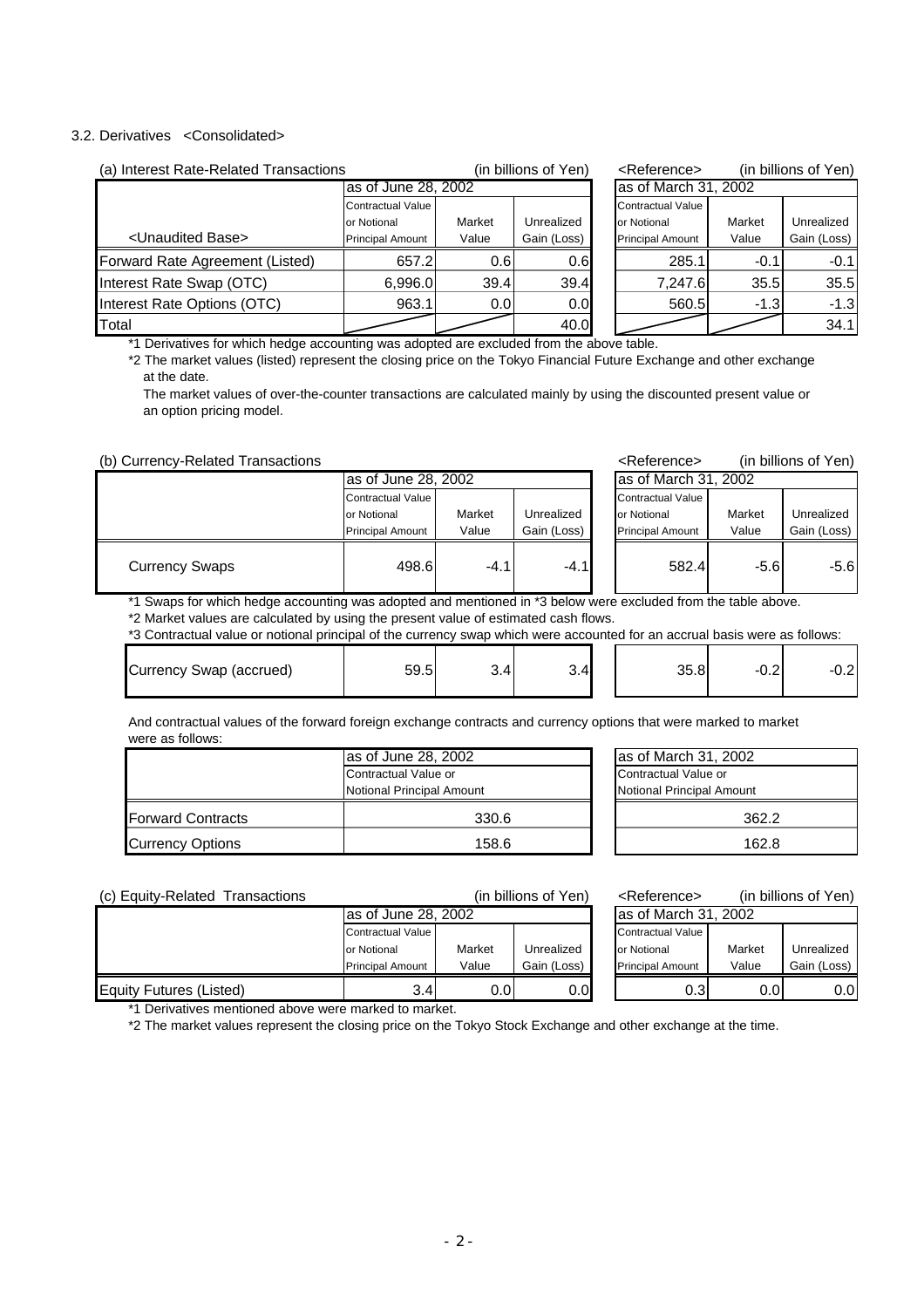### 3.2. Derivatives <Consolidated>

(a) Interest Rate-Related Transactions (in billions of Yen) <Reference> (in billions of Yen)

| <Unaudited Base> | as of June 28, 2002 | | | as of March 31, 2002 | | |
|---|---|---|---|---|---|---|
| | Contractual Value or Notional Principal Amount | Market Value | Unrealized Gain (Loss) | Contractual Value or Notional Principal Amount | Market Value | Unrealized Gain (Loss) |
| Forward Rate Agreement (Listed) | 657.2 | 0.6 | 0.6 | 285.1 | -0.1 | -0.1 |
| Interest Rate Swap (OTC) | 6,996.0 | 39.4 | 39.4 | 7,247.6 | 35.5 | 35.5 |
| Interest Rate Options (OTC) | 963.1 | 0.0 | 0.0 | 560.5 | -1.3 | -1.3 |
| Total | | | 40.0 | | | 34.1 |

*1 Derivatives for which hedge accounting was adopted are excluded from the above table.

*2 The market values (listed) represent the closing price on the Tokyo Financial Future Exchange and other exchange at the date.

The market values of over-the-counter transactions are calculated mainly by using the discounted present value or an option pricing model.

(b) Currency-Related Transactions <Reference> (in billions of Yen)

| | as of June 28, 2002 | | | as of March 31, 2002 | | |
|---|---|---|---|---|---|---|
| | Contractual Value or Notional Principal Amount | Market Value | Unrealized Gain (Loss) | Contractual Value or Notional Principal Amount | Market Value | Unrealized Gain (Loss) |
| Currency Swaps | 498.6 | -4.1 | -4.1 | 582.4 | -5.6 | -5.6 |

*1 Swaps for which hedge accounting was adopted and mentioned in *3 below were excluded from the table above.

*2 Market values are calculated by using the present value of estimated cash flows.

*3 Contractual value or notional principal of the currency swap which were accounted for an accrual basis were as follows:

| | | | | | | |
|---|---|---|---|---|---|---|
| Currency Swap (accrued) | 59.5 | 3.4 | 3.4 | 35.8 | -0.2 | -0.2 |

And contractual values of the forward foreign exchange contracts and currency options that were marked to market were as follows:

| | as of June 28, 2002 | as of March 31, 2002 |
|---|---|---|
| | Contractual Value or Notional Principal Amount | Contractual Value or Notional Principal Amount |
| Forward Contracts | 330.6 | 362.2 |
| Currency Options | 158.6 | 162.8 |

(c) Equity-Related Transactions (in billions of Yen) <Reference> (in billions of Yen)

| | as of June 28, 2002 | | | as of March 31, 2002 | | |
|---|---|---|---|---|---|---|
| | Contractual Value or Notional Principal Amount | Market Value | Unrealized Gain (Loss) | Contractual Value or Notional Principal Amount | Market Value | Unrealized Gain (Loss) |
| Equity Futures (Listed) | 3.4 | 0.0 | 0.0 | 0.3 | 0.0 | 0.0 |

*1 Derivatives mentioned above were marked to market.

*2 The market values represent the closing price on the Tokyo Stock Exchange and other exchange at the time.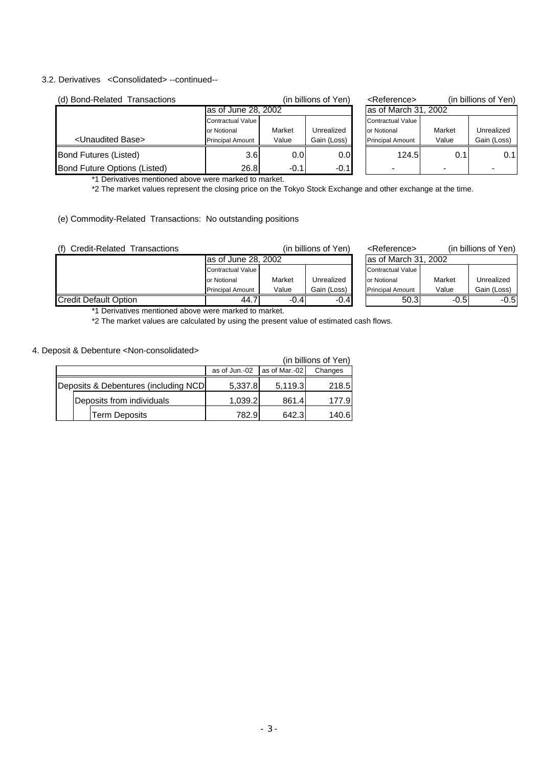3.2. Derivatives <Consolidated> --continued--

(d) Bond-Related Transactions

(in billions of Yen)

| <Unaudited Base> | as of June 28, 2002 | | | <Reference> as of March 31, 2002 | | |
|---|---|---|---|---|---|---|
| | Contractual Value or Notional Principal Amount | Market Value | Unrealized Gain (Loss) | Contractual Value or Notional Principal Amount | Market Value | Unrealized Gain (Loss) |
| Bond Futures (Listed) | 3.6 | 0.0 | 0.0 | 124.5 | 0.1 | 0.1 |
| Bond Future Options (Listed) | 26.8 | -0.1 | -0.1 | - | - | - |

*1 Derivatives mentioned above were marked to market.

*2 The market values represent the closing price on the Tokyo Stock Exchange and other exchange at the time.

(e) Commodity-Related Transactions: No outstanding positions

(f) Credit-Related Transactions

(in billions of Yen)

| | as of June 28, 2002 | | | <Reference> as of March 31, 2002 | | |
|---|---|---|---|---|---|---|
| | Contractual Value or Notional Principal Amount | Market Value | Unrealized Gain (Loss) | Contractual Value or Notional Principal Amount | Market Value | Unrealized Gain (Loss) |
| Credit Default Option | 44.7 | -0.4 | -0.4 | 50.3 | -0.5 | -0.5 |

*1 Derivatives mentioned above were marked to market.

*2 The market values are calculated by using the present value of estimated cash flows.

4. Deposit & Debenture <Non-consolidated>

(in billions of Yen)

| | as of Jun.-02 | as of Mar.-02 | Changes |
|---|---|---|---|
| Deposits & Debentures (including NCD) | 5,337.8 | 5,119.3 | 218.5 |
| Deposits from individuals | 1,039.2 | 861.4 | 177.9 |
| Term Deposits | 782.9 | 642.3 | 140.6 |